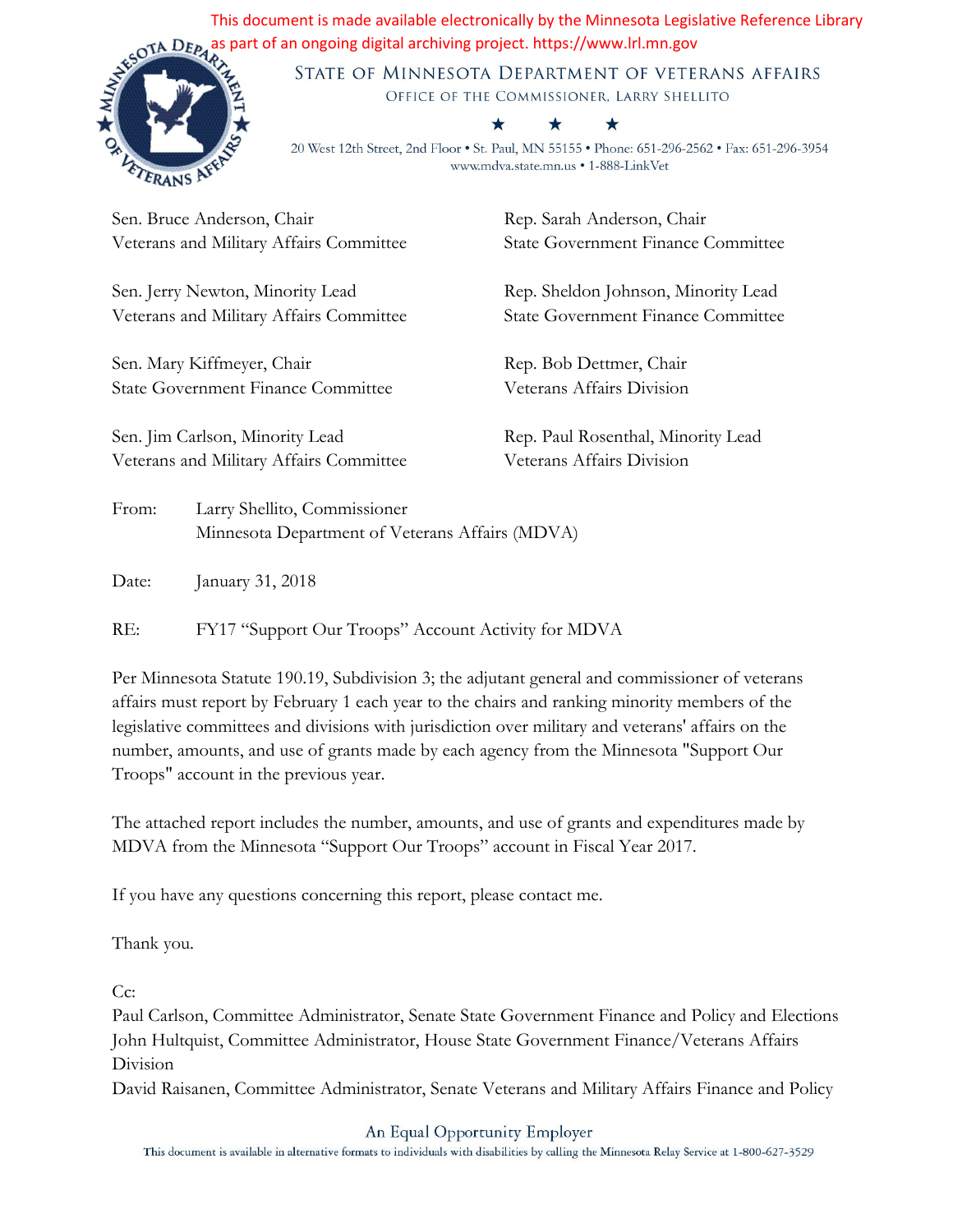This document is made available electronically by the Minnesota Legislative Reference Library as part of an ongoing digital archiving project. https://www.lrl.mn.gov

STATE OF MINNESOTA DEPARTMENT OF VETERANS AFFAIRS
OFFICE OF THE COMMISSIONER, LARRY SHELLITO

★ ★ ★

20 West 12th Street, 2nd Floor • St. Paul, MN 55155 • Phone: 651-296-2562 • Fax: 651-296-3954
www.mdva.state.mn.us • 1-888-LinkVet

Sen. Bruce Anderson, Chair
Veterans and Military Affairs Committee

Sen. Jerry Newton, Minority Lead
Veterans and Military Affairs Committee

Sen. Mary Kiffmeyer, Chair
State Government Finance Committee

Sen. Jim Carlson, Minority Lead
Veterans and Military Affairs Committee

Rep. Sarah Anderson, Chair
State Government Finance Committee

Rep. Sheldon Johnson, Minority Lead
State Government Finance Committee

Rep. Bob Dettmer, Chair
Veterans Affairs Division

Rep. Paul Rosenthal, Minority Lead
Veterans Affairs Division

From: Larry Shellito, Commissioner
Minnesota Department of Veterans Affairs (MDVA)

Date: January 31, 2018

RE: FY17 "Support Our Troops" Account Activity for MDVA

Per Minnesota Statute 190.19, Subdivision 3; the adjutant general and commissioner of veterans affairs must report by February 1 each year to the chairs and ranking minority members of the legislative committees and divisions with jurisdiction over military and veterans' affairs on the number, amounts, and use of grants made by each agency from the Minnesota "Support Our Troops" account in the previous year.

The attached report includes the number, amounts, and use of grants and expenditures made by MDVA from the Minnesota "Support Our Troops" account in Fiscal Year 2017.

If you have any questions concerning this report, please contact me.

Thank you.

Cc:
Paul Carlson, Committee Administrator, Senate State Government Finance and Policy and Elections
John Hultquist, Committee Administrator, House State Government Finance/Veterans Affairs Division
David Raisanen, Committee Administrator, Senate Veterans and Military Affairs Finance and Policy

An Equal Opportunity Employer
This document is available in alternative formats to individuals with disabilities by calling the Minnesota Relay Service at 1-800-627-3529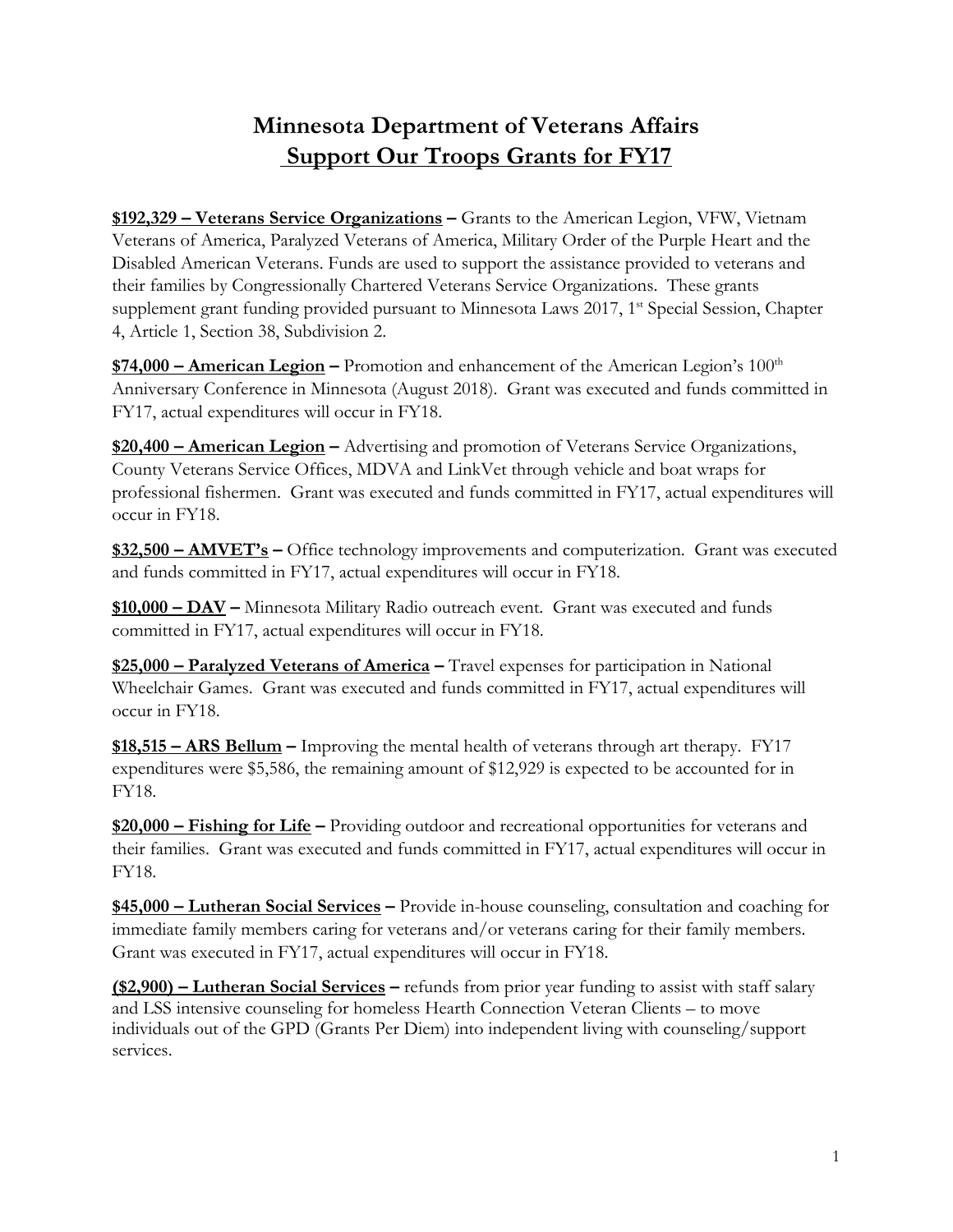# Minnesota Department of Veterans Affairs
## Support Our Troops Grants for FY17

**$192,329 – Veterans Service Organizations –** Grants to the American Legion, VFW, Vietnam Veterans of America, Paralyzed Veterans of America, Military Order of the Purple Heart and the Disabled American Veterans. Funds are used to support the assistance provided to veterans and their families by Congressionally Chartered Veterans Service Organizations. These grants supplement grant funding provided pursuant to Minnesota Laws 2017, 1st Special Session, Chapter 4, Article 1, Section 38, Subdivision 2.

**$74,000 – American Legion –** Promotion and enhancement of the American Legion's 100th Anniversary Conference in Minnesota (August 2018). Grant was executed and funds committed in FY17, actual expenditures will occur in FY18.

**$20,400 – American Legion –** Advertising and promotion of Veterans Service Organizations, County Veterans Service Offices, MDVA and LinkVet through vehicle and boat wraps for professional fishermen. Grant was executed and funds committed in FY17, actual expenditures will occur in FY18.

**$32,500 – AMVET's –** Office technology improvements and computerization. Grant was executed and funds committed in FY17, actual expenditures will occur in FY18.

**$10,000 – DAV –** Minnesota Military Radio outreach event. Grant was executed and funds committed in FY17, actual expenditures will occur in FY18.

**$25,000 – Paralyzed Veterans of America –** Travel expenses for participation in National Wheelchair Games. Grant was executed and funds committed in FY17, actual expenditures will occur in FY18.

**$18,515 – ARS Bellum –** Improving the mental health of veterans through art therapy. FY17 expenditures were $5,586, the remaining amount of $12,929 is expected to be accounted for in FY18.

**$20,000 – Fishing for Life –** Providing outdoor and recreational opportunities for veterans and their families. Grant was executed and funds committed in FY17, actual expenditures will occur in FY18.

**$45,000 – Lutheran Social Services –** Provide in-house counseling, consultation and coaching for immediate family members caring for veterans and/or veterans caring for their family members. Grant was executed in FY17, actual expenditures will occur in FY18.

**($2,900) – Lutheran Social Services –** refunds from prior year funding to assist with staff salary and LSS intensive counseling for homeless Hearth Connection Veteran Clients – to move individuals out of the GPD (Grants Per Diem) into independent living with counseling/support services.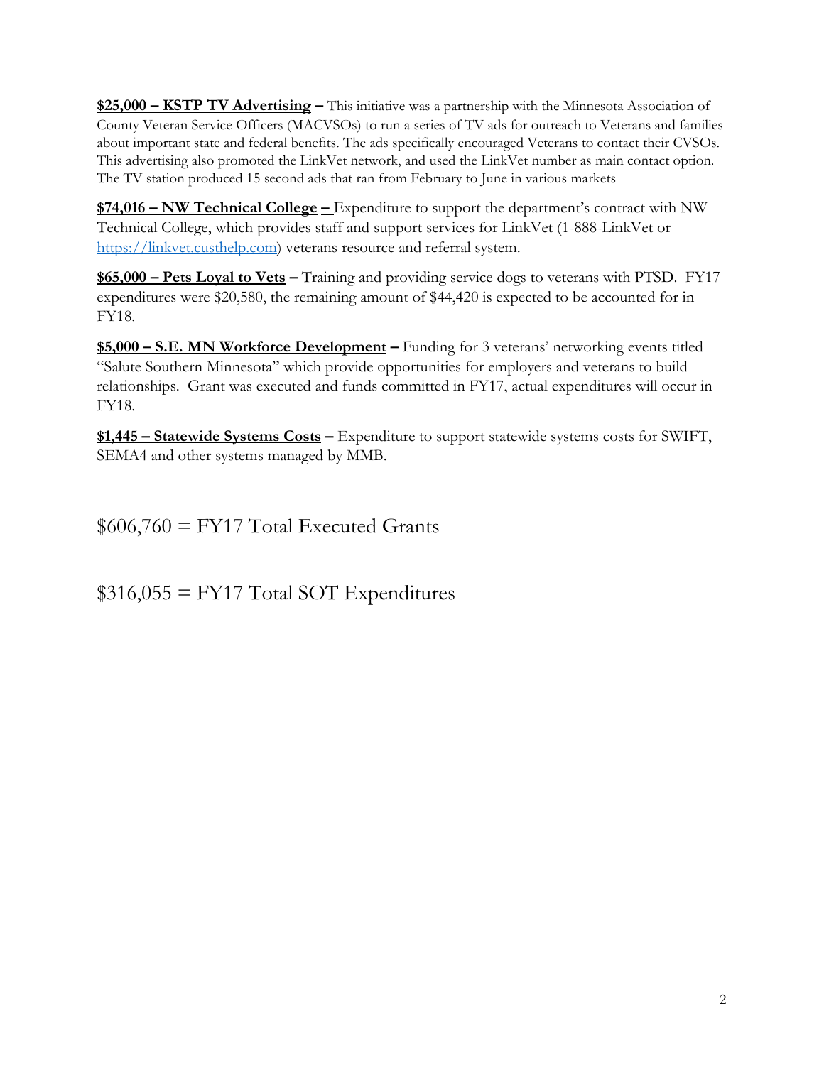**$25,000 – KSTP TV Advertising –** This initiative was a partnership with the Minnesota Association of County Veteran Service Officers (MACVSOs) to run a series of TV ads for outreach to Veterans and families about important state and federal benefits. The ads specifically encouraged Veterans to contact their CVSOs. This advertising also promoted the LinkVet network, and used the LinkVet number as main contact option. The TV station produced 15 second ads that ran from February to June in various markets

**$74,016 – NW Technical College –** Expenditure to support the department's contract with NW Technical College, which provides staff and support services for LinkVet (1-888-LinkVet or [https://linkvet.custhelp.com](https://linkvet.custhelp.com)) veterans resource and referral system.

**$65,000 – Pets Loyal to Vets –** Training and providing service dogs to veterans with PTSD. FY17 expenditures were $20,580, the remaining amount of $44,420 is expected to be accounted for in FY18.

**$5,000 – S.E. MN Workforce Development –** Funding for 3 veterans' networking events titled "Salute Southern Minnesota" which provide opportunities for employers and veterans to build relationships. Grant was executed and funds committed in FY17, actual expenditures will occur in FY18.

**$1,445 – Statewide Systems Costs –** Expenditure to support statewide systems costs for SWIFT, SEMA4 and other systems managed by MMB.

$606,760 = FY17 Total Executed Grants

$316,055 = FY17 Total SOT Expenditures